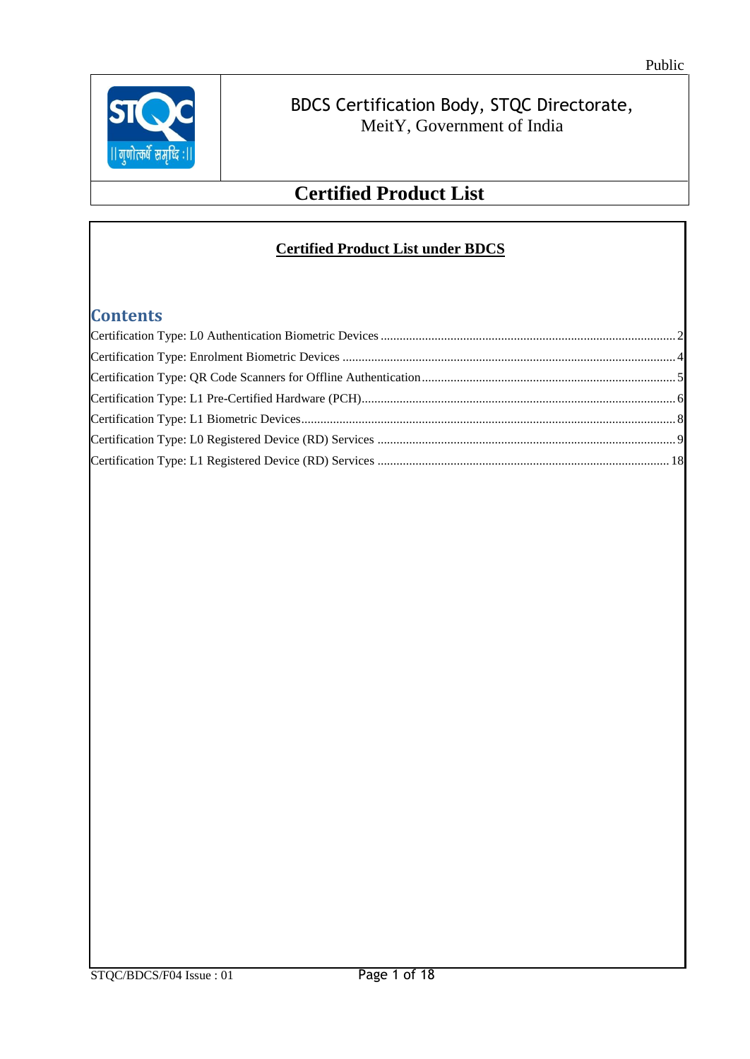Public

BDCS Certification Body, STQC Directorate,
MeitY, Government of India

# Certified Product List

## Certified Product List under BDCS

## Contents

Certification Type: L0 Authentication Biometric Devices ........ 2
Certification Type: Enrolment Biometric Devices ........ 4
Certification Type: QR Code Scanners for Offline Authentication ........ 5
Certification Type: L1 Pre-Certified Hardware (PCH) ........ 6
Certification Type: L1 Biometric Devices ........ 8
Certification Type: L0 Registered Device (RD) Services ........ 9
Certification Type: L1 Registered Device (RD) Services ........ 18

STQC/BDCS/F04 Issue : 01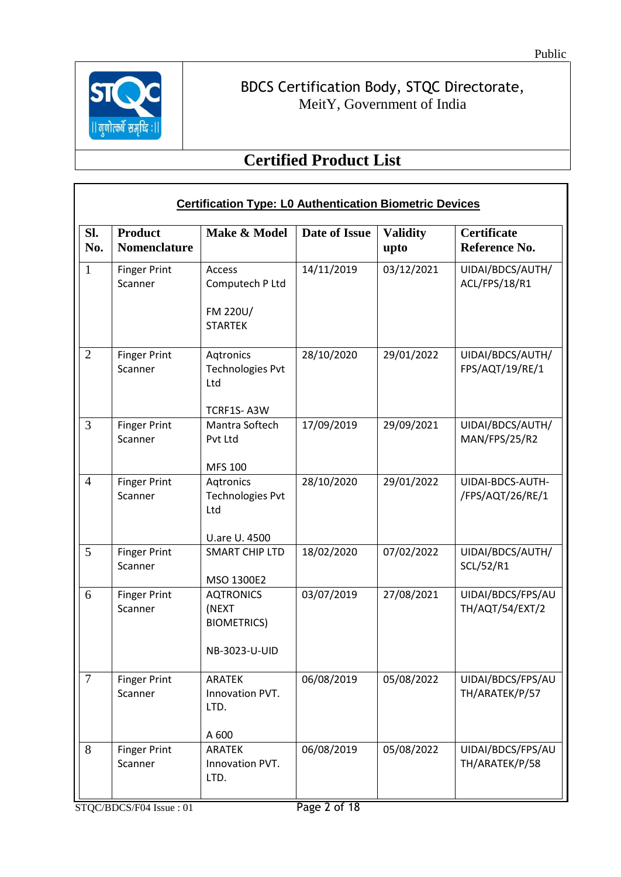Public

BDCS Certification Body, STQC Directorate,
MeitY, Government of India

# Certified Product List

## Certification Type: L0 Authentication Biometric Devices

| Sl. No. | Product Nomenclature | Make & Model | Date of Issue | Validity upto | Certificate Reference No. |
|---|---|---|---|---|---|
| 1 | Finger Print Scanner | Access Computech P Ltd<br><br>FM 220U/ STARTEK | 14/11/2019 | 03/12/2021 | UIDAI/BDCS/AUTH/ ACL/FPS/18/R1 |
| 2 | Finger Print Scanner | Aqtronics Technologies Pvt Ltd<br><br>TCRF1S- A3W | 28/10/2020 | 29/01/2022 | UIDAI/BDCS/AUTH/ FPS/AQT/19/RE/1 |
| 3 | Finger Print Scanner | Mantra Softech Pvt Ltd<br><br>MFS 100 | 17/09/2019 | 29/09/2021 | UIDAI/BDCS/AUTH/ MAN/FPS/25/R2 |
| 4 | Finger Print Scanner | Aqtronics Technologies Pvt Ltd<br><br>U.are U. 4500 | 28/10/2020 | 29/01/2022 | UIDAI-BDCS-AUTH- /FPS/AQT/26/RE/1 |
| 5 | Finger Print Scanner | SMART CHIP LTD<br><br>MSO 1300E2 | 18/02/2020 | 07/02/2022 | UIDAI/BDCS/AUTH/ SCL/52/R1 |
| 6 | Finger Print Scanner | AQTRONICS (NEXT BIOMETRICS)<br><br>NB-3023-U-UID | 03/07/2019 | 27/08/2021 | UIDAI/BDCS/FPS/AU TH/AQT/54/EXT/2 |
| 7 | Finger Print Scanner | ARATEK Innovation PVT. LTD.<br><br>A 600 | 06/08/2019 | 05/08/2022 | UIDAI/BDCS/FPS/AU TH/ARATEK/P/57 |
| 8 | Finger Print Scanner | ARATEK Innovation PVT. LTD. | 06/08/2019 | 05/08/2022 | UIDAI/BDCS/FPS/AU TH/ARATEK/P/58 |

STQC/BDCS/F04 Issue : 01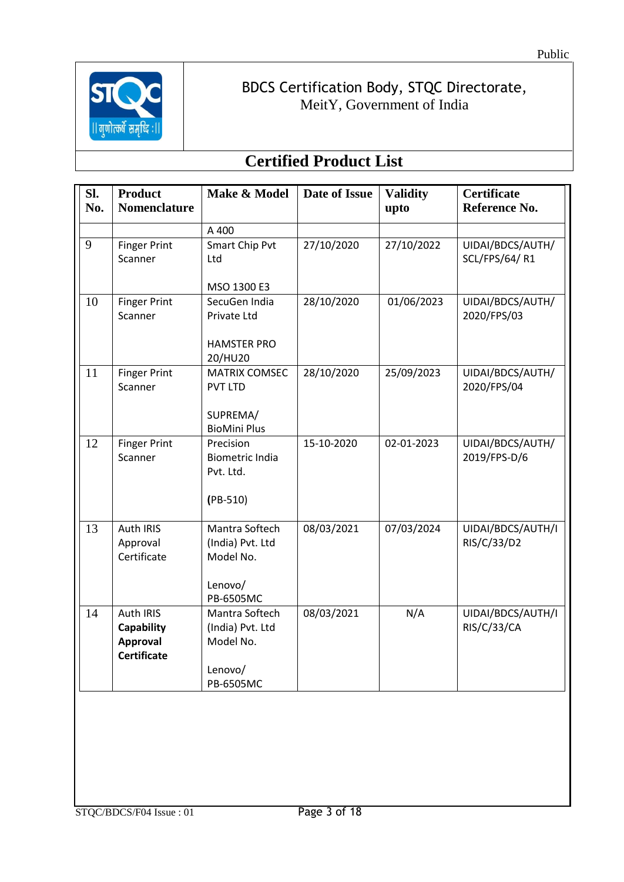BDCS Certification Body, STQC Directorate,
MeitY, Government of India

# Certified Product List

| Sl. No. | Product Nomenclature | Make & Model | Date of Issue | Validity upto | Certificate Reference No. |
|---|---|---|---|---|---|
| | | A 400 | | | |
| 9 | Finger Print Scanner | Smart Chip Pvt Ltd<br><br>MSO 1300 E3 | 27/10/2020 | 27/10/2022 | UIDAI/BDCS/AUTH/ SCL/FPS/64/ R1 |
| 10 | Finger Print Scanner | SecuGen India Private Ltd<br><br>HAMSTER PRO 20/HU20 | 28/10/2020 | 01/06/2023 | UIDAI/BDCS/AUTH/ 2020/FPS/03 |
| 11 | Finger Print Scanner | MATRIX COMSEC PVT LTD<br><br>SUPREMA/ BioMini Plus | 28/10/2020 | 25/09/2023 | UIDAI/BDCS/AUTH/ 2020/FPS/04 |
| 12 | Finger Print Scanner | Precision Biometric India Pvt. Ltd.<br><br>**(**PB-510) | 15-10-2020 | 02-01-2023 | UIDAI/BDCS/AUTH/ 2019/FPS-D/6 |
| 13 | Auth IRIS Approval Certificate | Mantra Softech (India) Pvt. Ltd Model No.<br><br>Lenovo/ PB-6505MC | 08/03/2021 | 07/03/2024 | UIDAI/BDCS/AUTH/IRIS/C/33/D2 |
| 14 | Auth IRIS **Capability Approval Certificate** | Mantra Softech (India) Pvt. Ltd Model No.<br><br>Lenovo/ PB-6505MC | 08/03/2021 | N/A | UIDAI/BDCS/AUTH/IRIS/C/33/CA |

STQC/BDCS/F04 Issue : 01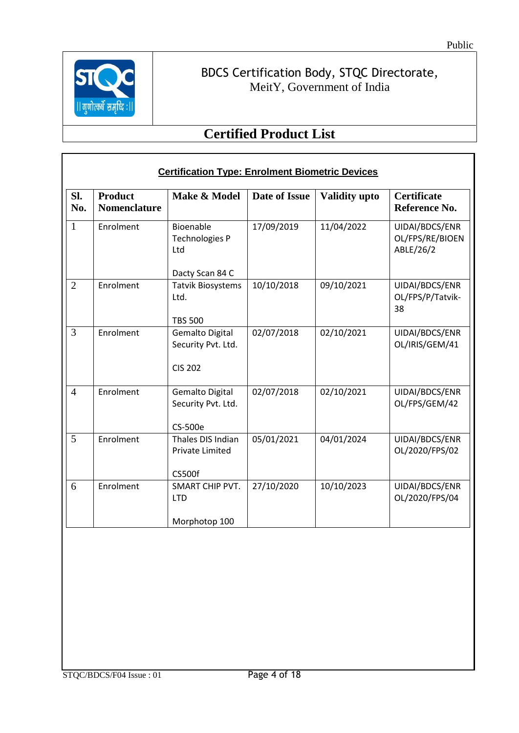Public

BDCS Certification Body, STQC Directorate,
MeitY, Government of India

# Certified Product List

## Certification Type: Enrolment Biometric Devices

| Sl. No. | Product Nomenclature | Make & Model | Date of Issue | Validity upto | Certificate Reference No. |
|---|---|---|---|---|---|
| 1 | Enrolment | Bioenable Technologies P Ltd<br><br>Dacty Scan 84 C | 17/09/2019 | 11/04/2022 | UIDAI/BDCS/ENROL/FPS/RE/BIOENABLE/26/2 |
| 2 | Enrolment | Tatvik Biosystems Ltd.<br><br>TBS 500 | 10/10/2018 | 09/10/2021 | UIDAI/BDCS/ENROL/FPS/P/Tatvik-38 |
| 3 | Enrolment | Gemalto Digital Security Pvt. Ltd.<br><br>CIS 202 | 02/07/2018 | 02/10/2021 | UIDAI/BDCS/ENROL/IRIS/GEM/41 |
| 4 | Enrolment | Gemalto Digital Security Pvt. Ltd.<br><br>CS-500e | 02/07/2018 | 02/10/2021 | UIDAI/BDCS/ENROL/FPS/GEM/42 |
| 5 | Enrolment | Thales DIS Indian Private Limited<br><br>CS500f | 05/01/2021 | 04/01/2024 | UIDAI/BDCS/ENROL/2020/FPS/02 |
| 6 | Enrolment | SMART CHIP PVT. LTD<br><br>Morphotop 100 | 27/10/2020 | 10/10/2023 | UIDAI/BDCS/ENROL/2020/FPS/04 |

STQC/BDCS/F04 Issue : 01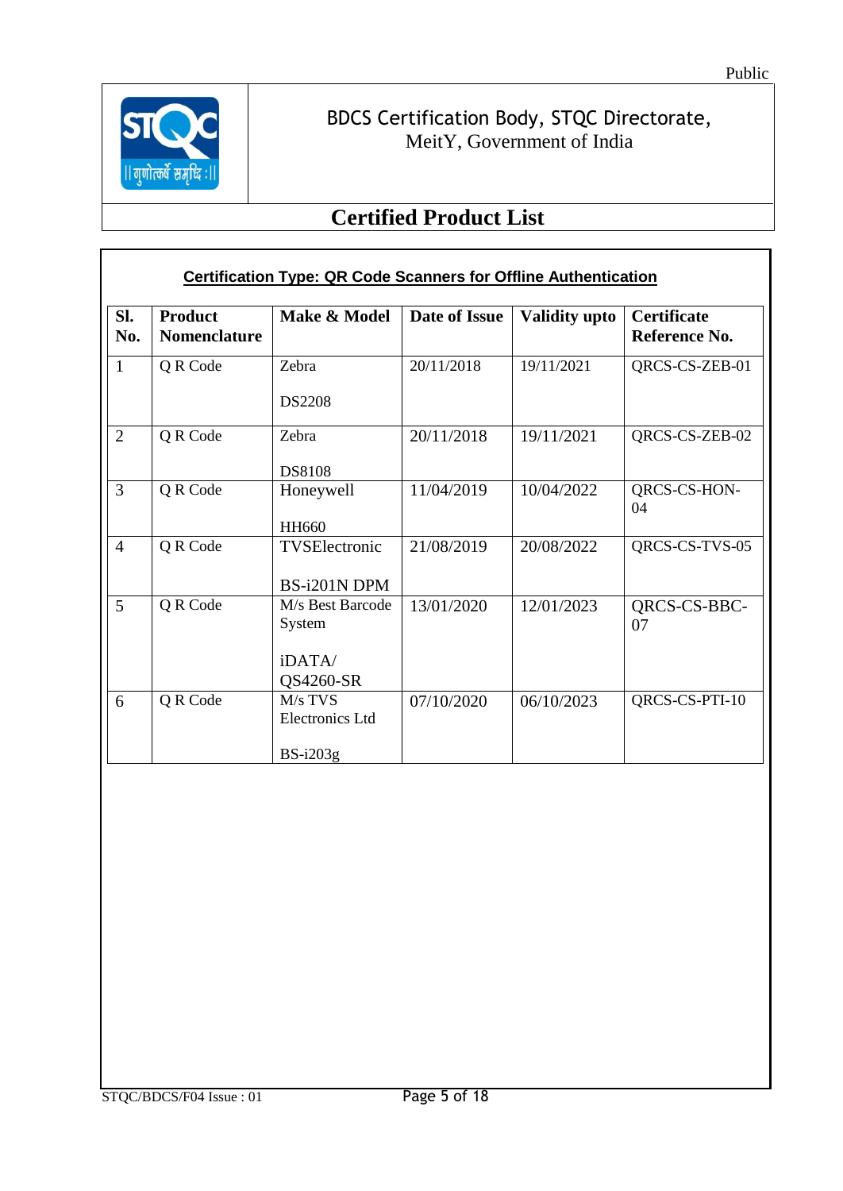Public

BDCS Certification Body, STQC Directorate,
MeitY, Government of India

# Certified Product List

## Certification Type: QR Code Scanners for Offline Authentication

| Sl. No. | Product Nomenclature | Make & Model | Date of Issue | Validity upto | Certificate Reference No. |
|---|---|---|---|---|---|
| 1 | Q R Code | Zebra<br><br>DS2208 | 20/11/2018 | 19/11/2021 | QRCS-CS-ZEB-01 |
| 2 | Q R Code | Zebra<br><br>DS8108 | 20/11/2018 | 19/11/2021 | QRCS-CS-ZEB-02 |
| 3 | Q R Code | Honeywell<br><br>HH660 | 11/04/2019 | 10/04/2022 | QRCS-CS-HON-04 |
| 4 | Q R Code | TVSElectronic<br><br>BS-i201N DPM | 21/08/2019 | 20/08/2022 | QRCS-CS-TVS-05 |
| 5 | Q R Code | M/s Best Barcode System<br><br>iDATA/ QS4260-SR | 13/01/2020 | 12/01/2023 | QRCS-CS-BBC-07 |
| 6 | Q R Code | M/s TVS Electronics Ltd<br><br>BS-i203g | 07/10/2020 | 06/10/2023 | QRCS-CS-PTI-10 |

STQC/BDCS/F04 Issue : 01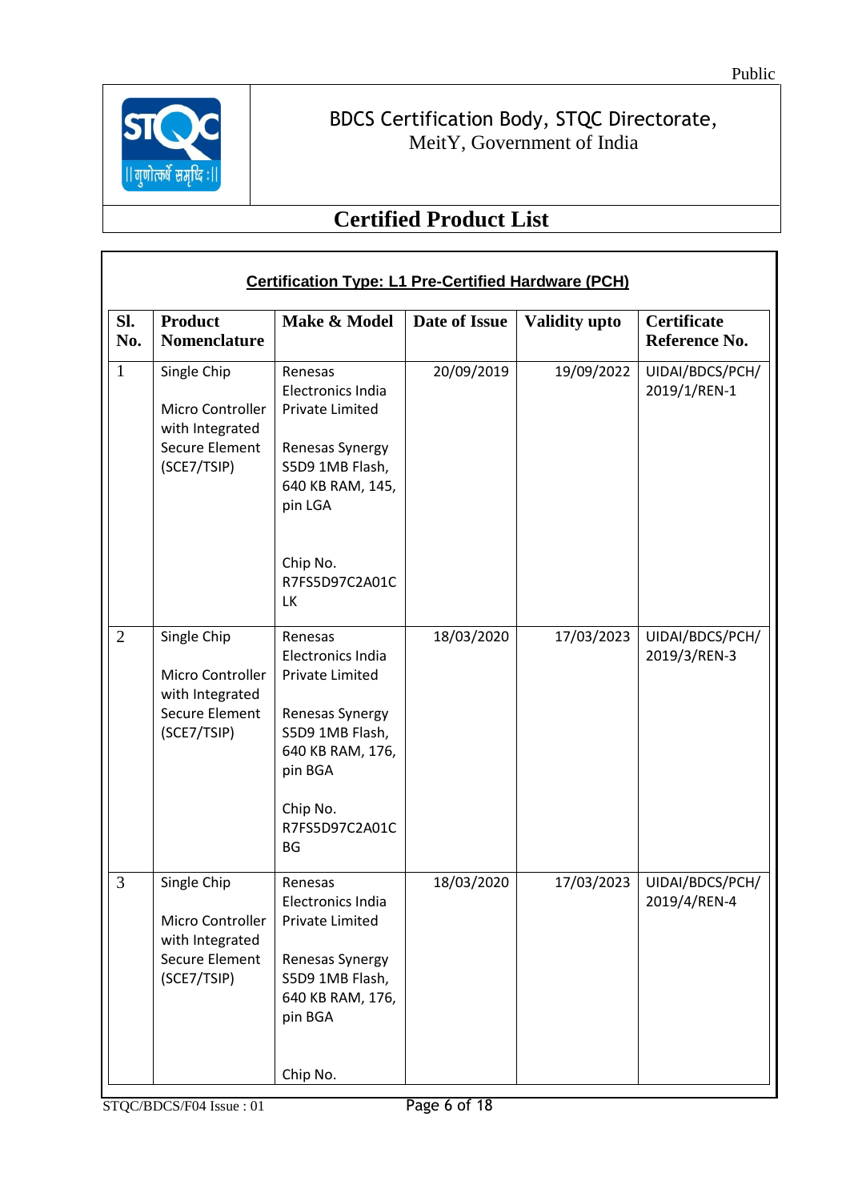Public

| | BDCS Certification Body, STQC Directorate, MeitY, Government of India |
|---|---|

## Certified Product List

**Certification Type: L1 Pre-Certified Hardware (PCH)**

| Sl. No. | Product Nomenclature | Make & Model | Date of Issue | Validity upto | Certificate Reference No. |
|---|---|---|---|---|---|
| 1 | Single Chip Micro Controller with Integrated Secure Element (SCE7/TSIP) | Renesas Electronics India Private Limited Renesas Synergy S5D9 1MB Flash, 640 KB RAM, 145, pin LGA Chip No. R7FS5D97C2A01CLK | 20/09/2019 | 19/09/2022 | UIDAI/BDCS/PCH/2019/1/REN-1 |
| 2 | Single Chip Micro Controller with Integrated Secure Element (SCE7/TSIP) | Renesas Electronics India Private Limited Renesas Synergy S5D9 1MB Flash, 640 KB RAM, 176, pin BGA Chip No. R7FS5D97C2A01CBG | 18/03/2020 | 17/03/2023 | UIDAI/BDCS/PCH/2019/3/REN-3 |
| 3 | Single Chip Micro Controller with Integrated Secure Element (SCE7/TSIP) | Renesas Electronics India Private Limited Renesas Synergy S5D9 1MB Flash, 640 KB RAM, 176, pin BGA Chip No. | 18/03/2020 | 17/03/2023 | UIDAI/BDCS/PCH/2019/4/REN-4 |

STQC/BDCS/F04 Issue : 01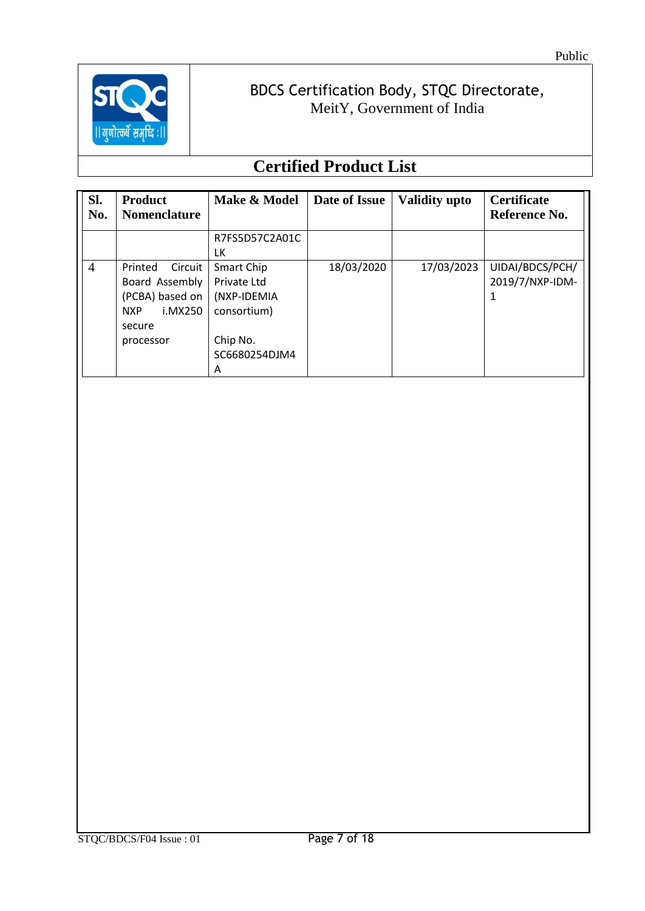BDCS Certification Body, STQC Directorate,
MeitY, Government of India

# Certified Product List

| Sl. No. | Product Nomenclature | Make & Model | Date of Issue | Validity upto | Certificate Reference No. |
|---|---|---|---|---|---|
| | | R7FS5D57C2A01CLK | | | |
| 4 | Printed Circuit Board Assembly (PCBA) based on NXP i.MX250 secure processor | Smart Chip Private Ltd (NXP-IDEMIA consortium)<br><br>Chip No. SC6680254DJM4A | 18/03/2020 | 17/03/2023 | UIDAI/BDCS/PCH/2019/7/NXP-IDM-1 |

STQC/BDCS/F04 Issue : 01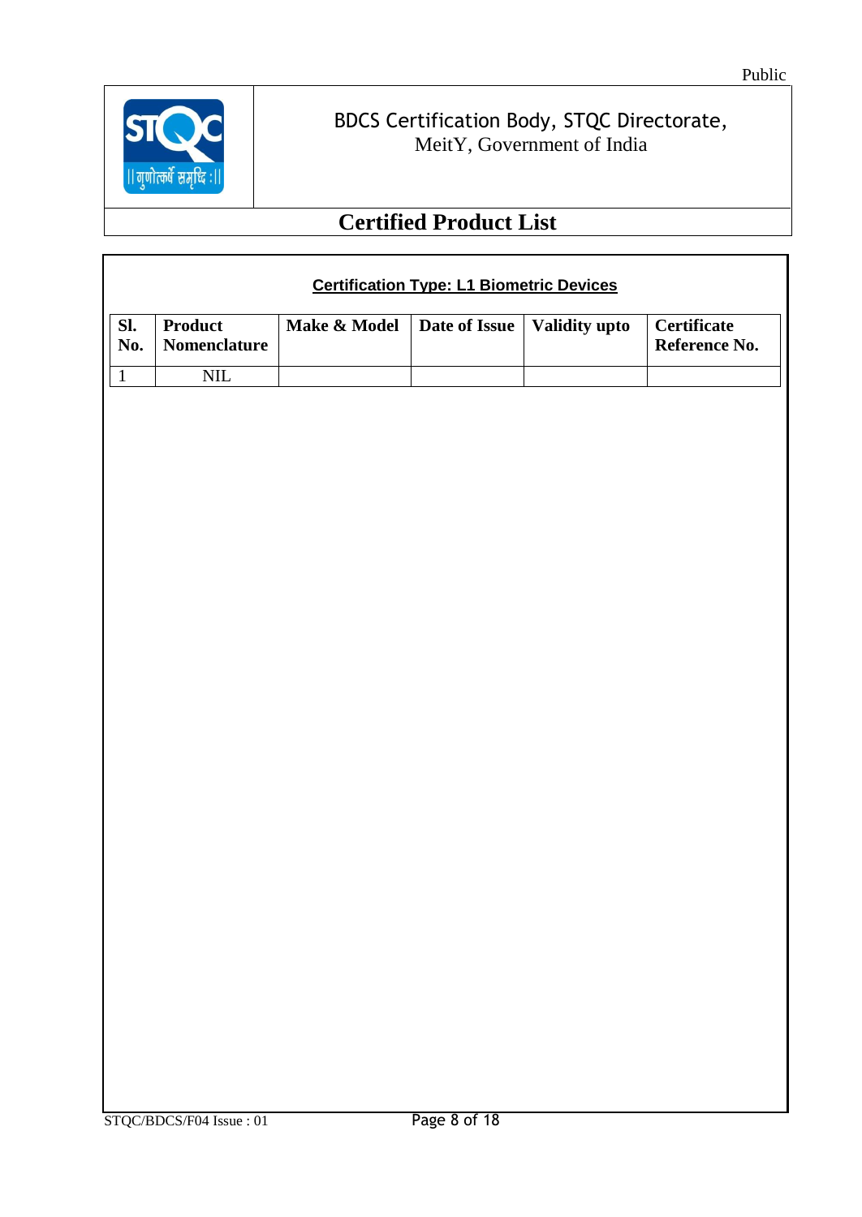Public

BDCS Certification Body, STQC Directorate,
MeitY, Government of India

# Certified Product List

## Certification Type: L1 Biometric Devices

| Sl. No. | Product Nomenclature | Make & Model | Date of Issue | Validity upto | Certificate Reference No. |
|---|---|---|---|---|---|
| 1 | NIL | | | | |

STQC/BDCS/F04 Issue : 01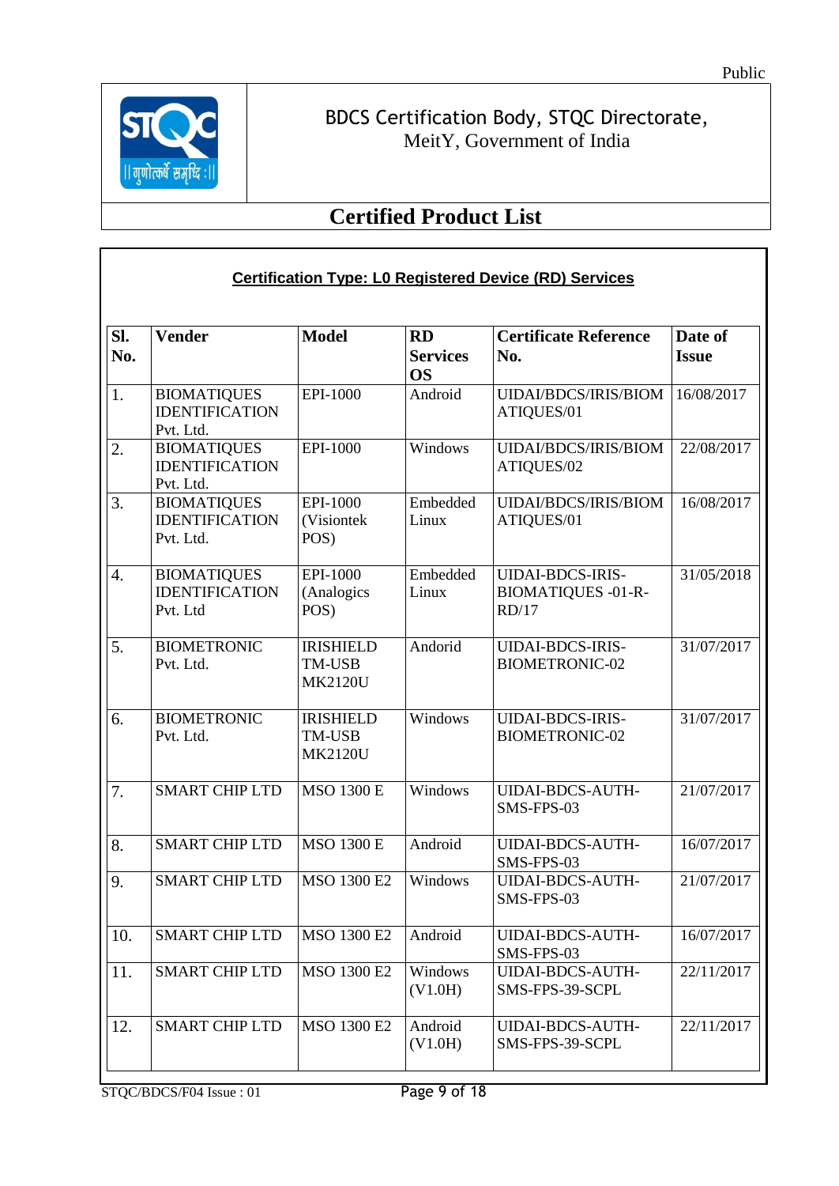Public

BDCS Certification Body, STQC Directorate,
MeitY, Government of India

# Certified Product List

## Certification Type: L0 Registered Device (RD) Services

| Sl. No. | Vender | Model | RD Services OS | Certificate Reference No. | Date of Issue |
|---|---|---|---|---|---|
| 1. | BIOMATIQUES IDENTIFICATION Pvt. Ltd. | EPI-1000 | Android | UIDAI/BDCS/IRIS/BIOMATIQUES/01 | 16/08/2017 |
| 2. | BIOMATIQUES IDENTIFICATION Pvt. Ltd. | EPI-1000 | Windows | UIDAI/BDCS/IRIS/BIOMATIQUES/02 | 22/08/2017 |
| 3. | BIOMATIQUES IDENTIFICATION Pvt. Ltd. | EPI-1000 (Visiontek POS) | Embedded Linux | UIDAI/BDCS/IRIS/BIOMATIQUES/01 | 16/08/2017 |
| 4. | BIOMATIQUES IDENTIFICATION Pvt. Ltd | EPI-1000 (Analogics POS) | Embedded Linux | UIDAI-BDCS-IRIS-BIOMATIQUES -01-R-RD/17 | 31/05/2018 |
| 5. | BIOMETRONIC Pvt. Ltd. | IRISHIELD TM-USB MK2120U | Andorid | UIDAI-BDCS-IRIS-BIOMETRONIC-02 | 31/07/2017 |
| 6. | BIOMETRONIC Pvt. Ltd. | IRISHIELD TM-USB MK2120U | Windows | UIDAI-BDCS-IRIS-BIOMETRONIC-02 | 31/07/2017 |
| 7. | SMART CHIP LTD | MSO 1300 E | Windows | UIDAI-BDCS-AUTH-SMS-FPS-03 | 21/07/2017 |
| 8. | SMART CHIP LTD | MSO 1300 E | Android | UIDAI-BDCS-AUTH-SMS-FPS-03 | 16/07/2017 |
| 9. | SMART CHIP LTD | MSO 1300 E2 | Windows | UIDAI-BDCS-AUTH-SMS-FPS-03 | 21/07/2017 |
| 10. | SMART CHIP LTD | MSO 1300 E2 | Android | UIDAI-BDCS-AUTH-SMS-FPS-03 | 16/07/2017 |
| 11. | SMART CHIP LTD | MSO 1300 E2 | Windows (V1.0H) | UIDAI-BDCS-AUTH-SMS-FPS-39-SCPL | 22/11/2017 |
| 12. | SMART CHIP LTD | MSO 1300 E2 | Android (V1.0H) | UIDAI-BDCS-AUTH-SMS-FPS-39-SCPL | 22/11/2017 |

STQC/BDCS/F04 Issue : 01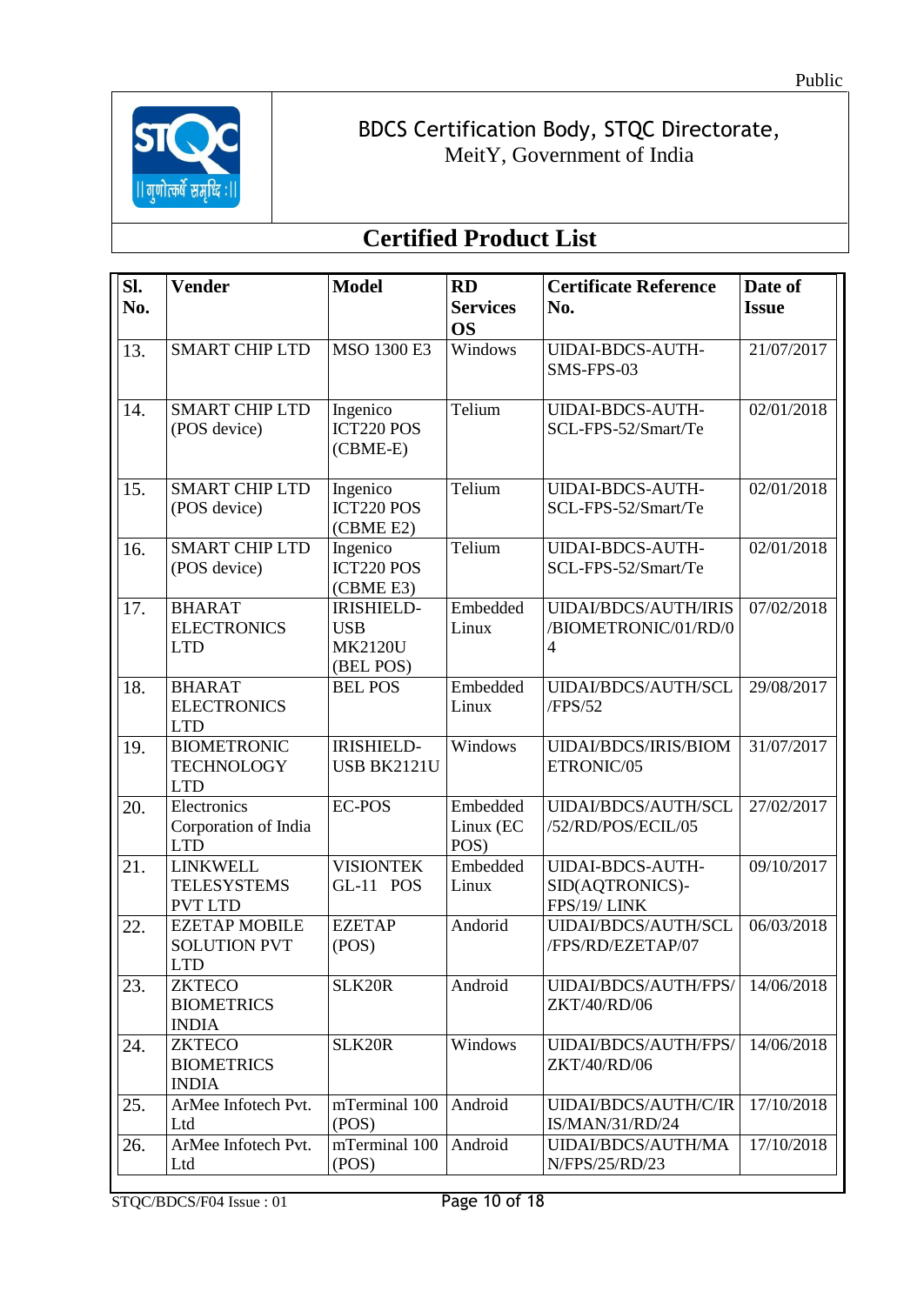Public

BDCS Certification Body, STQC Directorate,
MeitY, Government of India

## Certified Product List

| Sl. No. | Vender | Model | RD Services OS | Certificate Reference No. | Date of Issue |
|---|---|---|---|---|---|
| 13. | SMART CHIP LTD | MSO 1300 E3 | Windows | UIDAI-BDCS-AUTH-SMS-FPS-03 | 21/07/2017 |
| 14. | SMART CHIP LTD (POS device) | Ingenico ICT220 POS (CBME-E) | Telium | UIDAI-BDCS-AUTH-SCL-FPS-52/Smart/Te | 02/01/2018 |
| 15. | SMART CHIP LTD (POS device) | Ingenico ICT220 POS (CBME E2) | Telium | UIDAI-BDCS-AUTH-SCL-FPS-52/Smart/Te | 02/01/2018 |
| 16. | SMART CHIP LTD (POS device) | Ingenico ICT220 POS (CBME E3) | Telium | UIDAI-BDCS-AUTH-SCL-FPS-52/Smart/Te | 02/01/2018 |
| 17. | BHARAT ELECTRONICS LTD | IRISHIELD-USB MK2120U (BEL POS) | Embedded Linux | UIDAI/BDCS/AUTH/IRIS/BIOMETRONIC/01/RD/04 | 07/02/2018 |
| 18. | BHARAT ELECTRONICS LTD | BEL POS | Embedded Linux | UIDAI/BDCS/AUTH/SCL/FPS/52 | 29/08/2017 |
| 19. | BIOMETRONIC TECHNOLOGY LTD | IRISHIELD-USB BK2121U | Windows | UIDAI/BDCS/IRIS/BIOMETRONIC/05 | 31/07/2017 |
| 20. | Electronics Corporation of India LTD | EC-POS | Embedded Linux (EC POS) | UIDAI/BDCS/AUTH/SCL/52/RD/POS/ECIL/05 | 27/02/2017 |
| 21. | LINKWELL TELESYSTEMS PVT LTD | VISIONTEK GL-11 POS | Embedded Linux | UIDAI-BDCS-AUTH-SID(AQTRONICS)-FPS/19/ LINK | 09/10/2017 |
| 22. | EZETAP MOBILE SOLUTION PVT LTD | EZETAP (POS) | Andorid | UIDAI/BDCS/AUTH/SCL/FPS/RD/EZETAP/07 | 06/03/2018 |
| 23. | ZKTECO BIOMETRICS INDIA | SLK20R | Android | UIDAI/BDCS/AUTH/FPS/ZKT/40/RD/06 | 14/06/2018 |
| 24. | ZKTECO BIOMETRICS INDIA | SLK20R | Windows | UIDAI/BDCS/AUTH/FPS/ZKT/40/RD/06 | 14/06/2018 |
| 25. | ArMee Infotech Pvt. Ltd | mTerminal 100 (POS) | Android | UIDAI/BDCS/AUTH/C/IRIS/MAN/31/RD/24 | 17/10/2018 |
| 26. | ArMee Infotech Pvt. Ltd | mTerminal 100 (POS) | Android | UIDAI/BDCS/AUTH/MAN/FPS/25/RD/23 | 17/10/2018 |

STQC/BDCS/F04 Issue : 01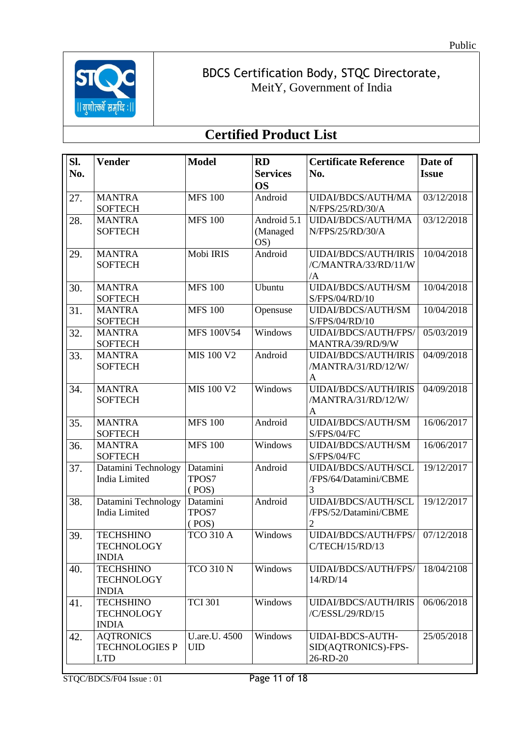BDCS Certification Body, STQC Directorate,
MeitY, Government of India

# Certified Product List

| Sl. No. | Vender | Model | RD Services OS | Certificate Reference No. | Date of Issue |
|---|---|---|---|---|---|
| 27. | MANTRA SOFTECH | MFS 100 | Android | UIDAI/BDCS/AUTH/MAN/FPS/25/RD/30/A | 03/12/2018 |
| 28. | MANTRA SOFTECH | MFS 100 | Android 5.1 (Managed OS) | UIDAI/BDCS/AUTH/MAN/FPS/25/RD/30/A | 03/12/2018 |
| 29. | MANTRA SOFTECH | Mobi IRIS | Android | UIDAI/BDCS/AUTH/IRIS/C/MANTRA/33/RD/11/W/A | 10/04/2018 |
| 30. | MANTRA SOFTECH | MFS 100 | Ubuntu | UIDAI/BDCS/AUTH/SMS/FPS/04/RD/10 | 10/04/2018 |
| 31. | MANTRA SOFTECH | MFS 100 | Opensuse | UIDAI/BDCS/AUTH/SMS/FPS/04/RD/10 | 10/04/2018 |
| 32. | MANTRA SOFTECH | MFS 100V54 | Windows | UIDAI/BDCS/AUTH/FPS/MANTRA/39/RD/9/W | 05/03/2019 |
| 33. | MANTRA SOFTECH | MIS 100 V2 | Android | UIDAI/BDCS/AUTH/IRIS/MANTRA/31/RD/12/W/A | 04/09/2018 |
| 34. | MANTRA SOFTECH | MIS 100 V2 | Windows | UIDAI/BDCS/AUTH/IRIS/MANTRA/31/RD/12/W/A | 04/09/2018 |
| 35. | MANTRA SOFTECH | MFS 100 | Android | UIDAI/BDCS/AUTH/SMS/FPS/04/FC | 16/06/2017 |
| 36. | MANTRA SOFTECH | MFS 100 | Windows | UIDAI/BDCS/AUTH/SMS/FPS/04/FC | 16/06/2017 |
| 37. | Datamini Technology India Limited | Datamini TPOS7 ( POS) | Android | UIDAI/BDCS/AUTH/SCL/FPS/64/Datamini/CBME3 | 19/12/2017 |
| 38. | Datamini Technology India Limited | Datamini TPOS7 ( POS) | Android | UIDAI/BDCS/AUTH/SCL/FPS/52/Datamini/CBME2 | 19/12/2017 |
| 39. | TECHSHINO TECHNOLOGY INDIA | TCO 310 A | Windows | UIDAI/BDCS/AUTH/FPS/C/TECH/15/RD/13 | 07/12/2018 |
| 40. | TECHSHINO TECHNOLOGY INDIA | TCO 310 N | Windows | UIDAI/BDCS/AUTH/FPS/14/RD/14 | 18/04/2108 |
| 41. | TECHSHINO TECHNOLOGY INDIA | TCI 301 | Windows | UIDAI/BDCS/AUTH/IRIS/C/ESSL/29/RD/15 | 06/06/2018 |
| 42. | AQTRONICS TECHNOLOGIES P LTD | U.are.U. 4500 UID | Windows | UIDAI-BDCS-AUTH-SID(AQTRONICS)-FPS-26-RD-20 | 25/05/2018 |

STQC/BDCS/F04 Issue : 01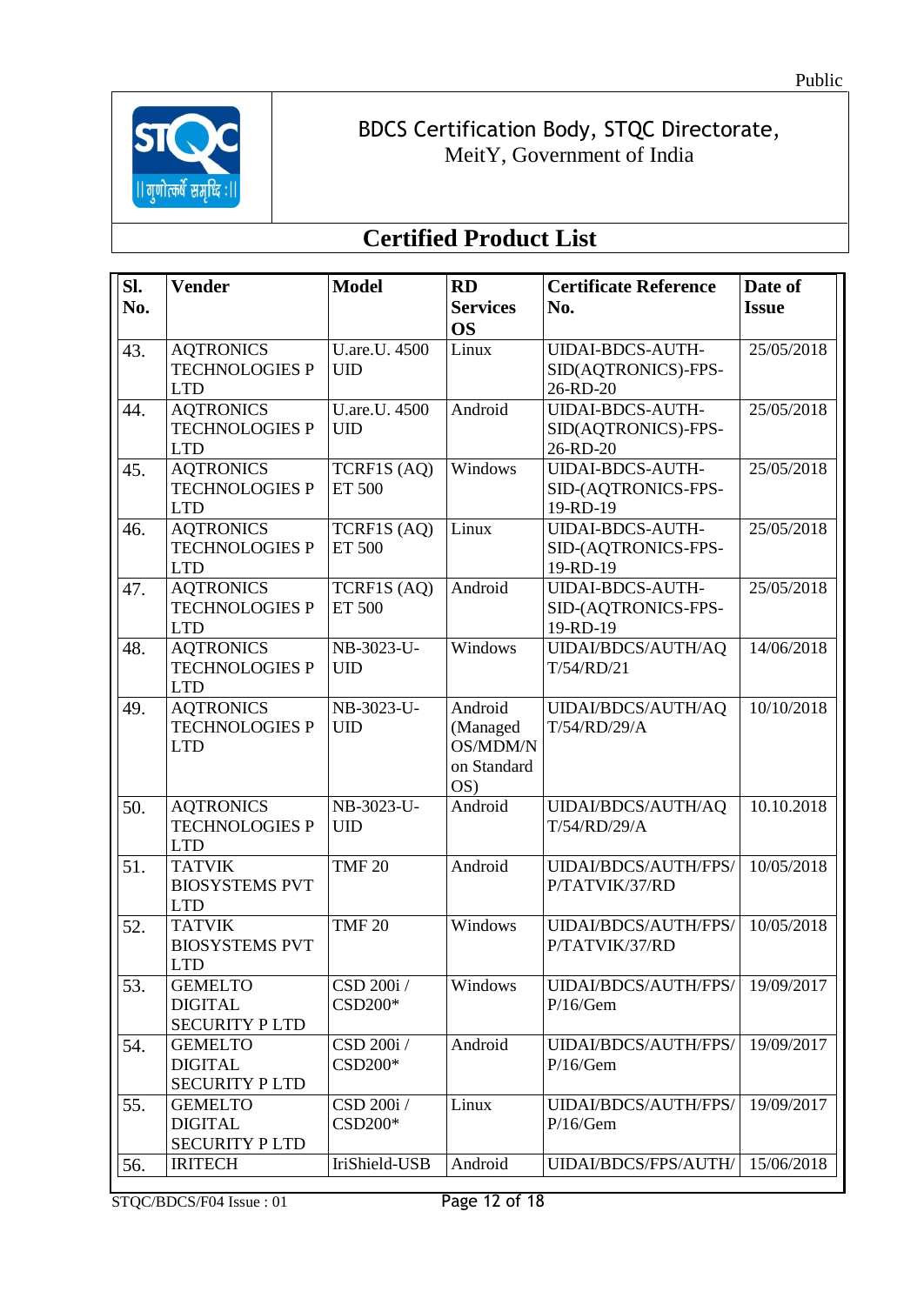Public

BDCS Certification Body, STQC Directorate,
MeitY, Government of India

## Certified Product List

| Sl. No. | Vender | Model | RD Services OS | Certificate Reference No. | Date of Issue |
|---|---|---|---|---|---|
| 43. | AQTRONICS TECHNOLOGIES P LTD | U.are.U. 4500 UID | Linux | UIDAI-BDCS-AUTH-SID(AQTRONICS)-FPS-26-RD-20 | 25/05/2018 |
| 44. | AQTRONICS TECHNOLOGIES P LTD | U.are.U. 4500 UID | Android | UIDAI-BDCS-AUTH-SID(AQTRONICS)-FPS-26-RD-20 | 25/05/2018 |
| 45. | AQTRONICS TECHNOLOGIES P LTD | TCRF1S (AQ) ET 500 | Windows | UIDAI-BDCS-AUTH-SID-(AQTRONICS-FPS-19-RD-19 | 25/05/2018 |
| 46. | AQTRONICS TECHNOLOGIES P LTD | TCRF1S (AQ) ET 500 | Linux | UIDAI-BDCS-AUTH-SID-(AQTRONICS-FPS-19-RD-19 | 25/05/2018 |
| 47. | AQTRONICS TECHNOLOGIES P LTD | TCRF1S (AQ) ET 500 | Android | UIDAI-BDCS-AUTH-SID-(AQTRONICS-FPS-19-RD-19 | 25/05/2018 |
| 48. | AQTRONICS TECHNOLOGIES P LTD | NB-3023-U-UID | Windows | UIDAI/BDCS/AUTH/AQT/54/RD/21 | 14/06/2018 |
| 49. | AQTRONICS TECHNOLOGIES P LTD | NB-3023-U-UID | Android (Managed OS/MDM/N on Standard OS) | UIDAI/BDCS/AUTH/AQT/54/RD/29/A | 10/10/2018 |
| 50. | AQTRONICS TECHNOLOGIES P LTD | NB-3023-U-UID | Android | UIDAI/BDCS/AUTH/AQT/54/RD/29/A | 10.10.2018 |
| 51. | TATVIK BIOSYSTEMS PVT LTD | TMF 20 | Android | UIDAI/BDCS/AUTH/FPS/P/TATVIK/37/RD | 10/05/2018 |
| 52. | TATVIK BIOSYSTEMS PVT LTD | TMF 20 | Windows | UIDAI/BDCS/AUTH/FPS/P/TATVIK/37/RD | 10/05/2018 |
| 53. | GEMELTO DIGITAL SECURITY P LTD | CSD 200i / CSD200* | Windows | UIDAI/BDCS/AUTH/FPS/P/16/Gem | 19/09/2017 |
| 54. | GEMELTO DIGITAL SECURITY P LTD | CSD 200i / CSD200* | Android | UIDAI/BDCS/AUTH/FPS/P/16/Gem | 19/09/2017 |
| 55. | GEMELTO DIGITAL SECURITY P LTD | CSD 200i / CSD200* | Linux | UIDAI/BDCS/AUTH/FPS/P/16/Gem | 19/09/2017 |
| 56. | IRITECH | IriShield-USB | Android | UIDAI/BDCS/FPS/AUTH/ | 15/06/2018 |

STQC/BDCS/F04 Issue : 01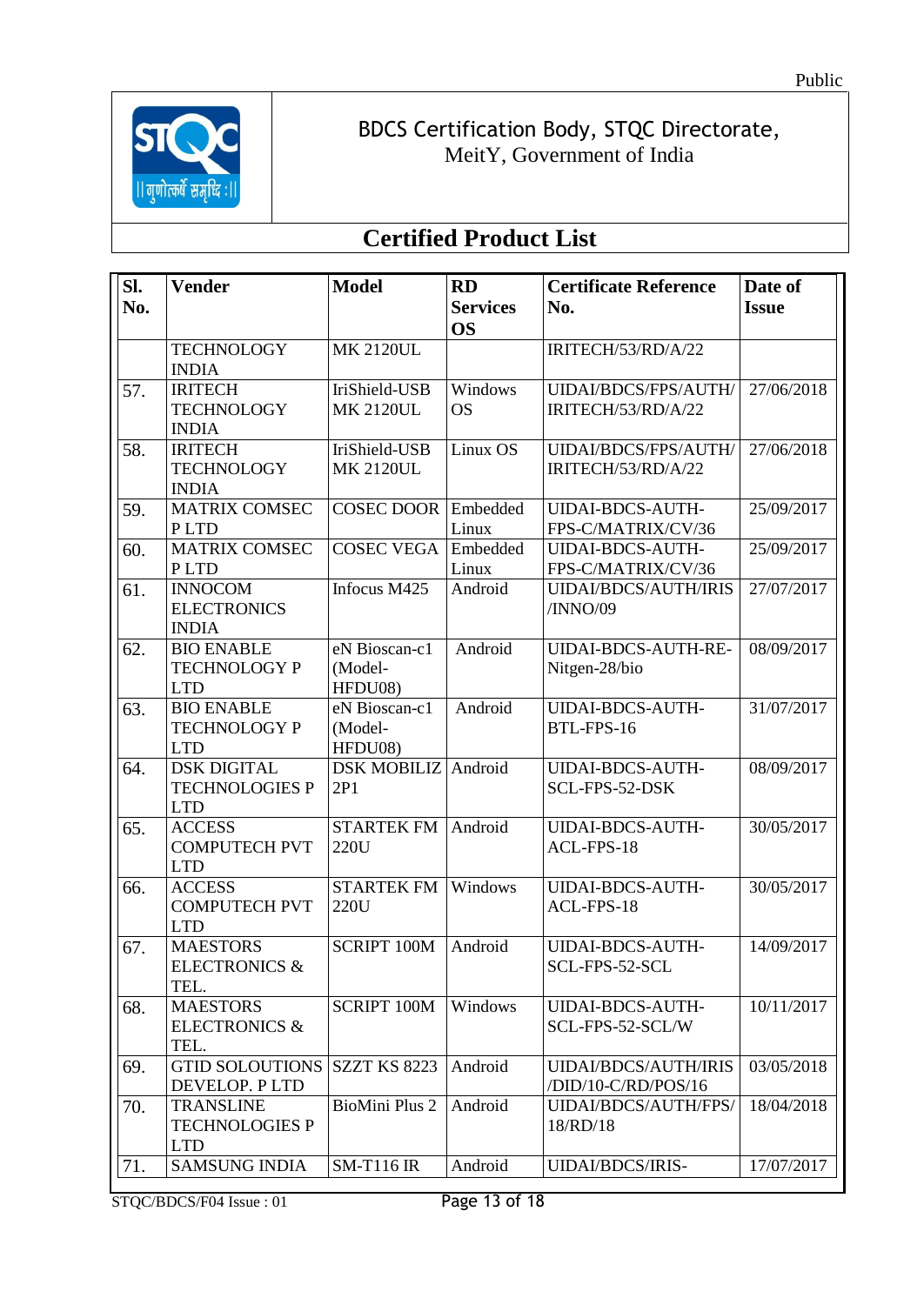BDCS Certification Body, STQC Directorate,
MeitY, Government of India

# Certified Product List

| Sl. No. | Vender | Model | RD Services OS | Certificate Reference No. | Date of Issue |
|---|---|---|---|---|---|
| | TECHNOLOGY INDIA | MK 2120UL | | IRITECH/53/RD/A/22 | |
| 57. | IRITECH TECHNOLOGY INDIA | IriShield-USB MK 2120UL | Windows OS | UIDAI/BDCS/FPS/AUTH/ IRITECH/53/RD/A/22 | 27/06/2018 |
| 58. | IRITECH TECHNOLOGY INDIA | IriShield-USB MK 2120UL | Linux OS | UIDAI/BDCS/FPS/AUTH/ IRITECH/53/RD/A/22 | 27/06/2018 |
| 59. | MATRIX COMSEC P LTD | COSEC DOOR | Embedded Linux | UIDAI-BDCS-AUTH-FPS-C/MATRIX/CV/36 | 25/09/2017 |
| 60. | MATRIX COMSEC P LTD | COSEC VEGA | Embedded Linux | UIDAI-BDCS-AUTH-FPS-C/MATRIX/CV/36 | 25/09/2017 |
| 61. | INNOCOM ELECTRONICS INDIA | Infocus M425 | Android | UIDAI/BDCS/AUTH/IRIS /INNO/09 | 27/07/2017 |
| 62. | BIO ENABLE TECHNOLOGY P LTD | eN Bioscan-c1 (Model-HFDU08) | Android | UIDAI-BDCS-AUTH-RE-Nitgen-28/bio | 08/09/2017 |
| 63. | BIO ENABLE TECHNOLOGY P LTD | eN Bioscan-c1 (Model-HFDU08) | Android | UIDAI-BDCS-AUTH-BTL-FPS-16 | 31/07/2017 |
| 64. | DSK DIGITAL TECHNOLOGIES P LTD | DSK MOBILIZ 2P1 | Android | UIDAI-BDCS-AUTH-SCL-FPS-52-DSK | 08/09/2017 |
| 65. | ACCESS COMPUTECH PVT LTD | STARTEK FM 220U | Android | UIDAI-BDCS-AUTH-ACL-FPS-18 | 30/05/2017 |
| 66. | ACCESS COMPUTECH PVT LTD | STARTEK FM 220U | Windows | UIDAI-BDCS-AUTH-ACL-FPS-18 | 30/05/2017 |
| 67. | MAESTORS ELECTRONICS & TEL. | SCRIPT 100M | Android | UIDAI-BDCS-AUTH-SCL-FPS-52-SCL | 14/09/2017 |
| 68. | MAESTORS ELECTRONICS & TEL. | SCRIPT 100M | Windows | UIDAI-BDCS-AUTH-SCL-FPS-52-SCL/W | 10/11/2017 |
| 69. | GTID SOLOUTIONS DEVELOP. P LTD | SZZT KS 8223 | Android | UIDAI/BDCS/AUTH/IRIS /DID/10-C/RD/POS/16 | 03/05/2018 |
| 70. | TRANSLINE TECHNOLOGIES P LTD | BioMini Plus 2 | Android | UIDAI/BDCS/AUTH/FPS/ 18/RD/18 | 18/04/2018 |
| 71. | SAMSUNG INDIA | SM-T116 IR | Android | UIDAI/BDCS/IRIS- | 17/07/2017 |

STQC/BDCS/F04 Issue : 01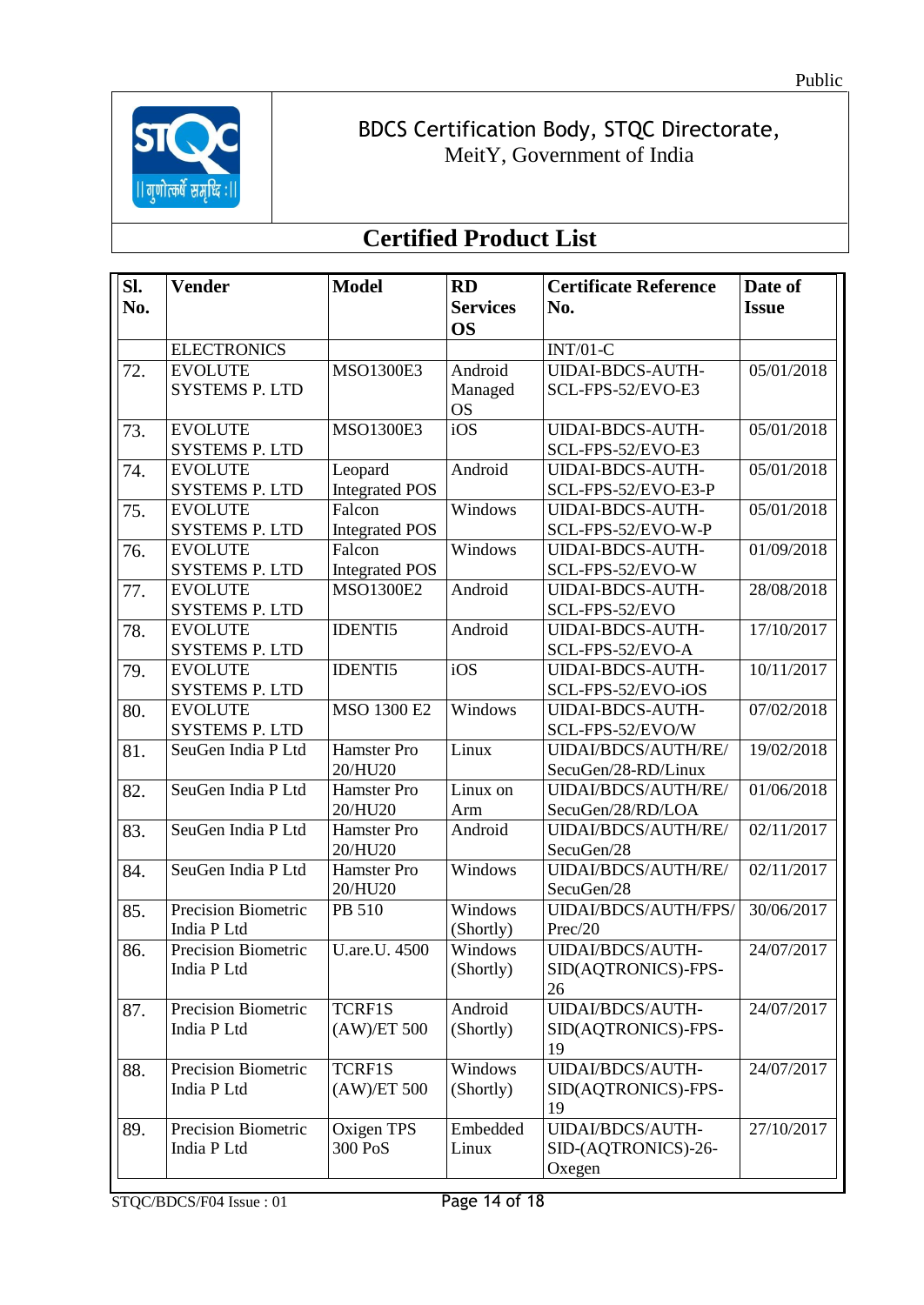BDCS Certification Body, STQC Directorate,
MeitY, Government of India

## Certified Product List

| Sl. No. | Vender | Model | RD Services OS | Certificate Reference No. | Date of Issue |
|---|---|---|---|---|---|
| | ELECTRONICS | | | INT/01-C | |
| 72. | EVOLUTE SYSTEMS P. LTD | MSO1300E3 | Android Managed OS | UIDAI-BDCS-AUTH-SCL-FPS-52/EVO-E3 | 05/01/2018 |
| 73. | EVOLUTE SYSTEMS P. LTD | MSO1300E3 | iOS | UIDAI-BDCS-AUTH-SCL-FPS-52/EVO-E3 | 05/01/2018 |
| 74. | EVOLUTE SYSTEMS P. LTD | Leopard Integrated POS | Android | UIDAI-BDCS-AUTH-SCL-FPS-52/EVO-E3-P | 05/01/2018 |
| 75. | EVOLUTE SYSTEMS P. LTD | Falcon Integrated POS | Windows | UIDAI-BDCS-AUTH-SCL-FPS-52/EVO-W-P | 05/01/2018 |
| 76. | EVOLUTE SYSTEMS P. LTD | Falcon Integrated POS | Windows | UIDAI-BDCS-AUTH-SCL-FPS-52/EVO-W | 01/09/2018 |
| 77. | EVOLUTE SYSTEMS P. LTD | MSO1300E2 | Android | UIDAI-BDCS-AUTH-SCL-FPS-52/EVO | 28/08/2018 |
| 78. | EVOLUTE SYSTEMS P. LTD | IDENTI5 | Android | UIDAI-BDCS-AUTH-SCL-FPS-52/EVO-A | 17/10/2017 |
| 79. | EVOLUTE SYSTEMS P. LTD | IDENTI5 | iOS | UIDAI-BDCS-AUTH-SCL-FPS-52/EVO-iOS | 10/11/2017 |
| 80. | EVOLUTE SYSTEMS P. LTD | MSO 1300 E2 | Windows | UIDAI-BDCS-AUTH-SCL-FPS-52/EVO/W | 07/02/2018 |
| 81. | SeuGen India P Ltd | Hamster Pro 20/HU20 | Linux | UIDAI/BDCS/AUTH/RE/SecuGen/28-RD/Linux | 19/02/2018 |
| 82. | SeuGen India P Ltd | Hamster Pro 20/HU20 | Linux on Arm | UIDAI/BDCS/AUTH/RE/SecuGen/28/RD/LOA | 01/06/2018 |
| 83. | SeuGen India P Ltd | Hamster Pro 20/HU20 | Android | UIDAI/BDCS/AUTH/RE/SecuGen/28 | 02/11/2017 |
| 84. | SeuGen India P Ltd | Hamster Pro 20/HU20 | Windows | UIDAI/BDCS/AUTH/RE/SecuGen/28 | 02/11/2017 |
| 85. | Precision Biometric India P Ltd | PB 510 | Windows (Shortly) | UIDAI/BDCS/AUTH/FPS/Prec/20 | 30/06/2017 |
| 86. | Precision Biometric India P Ltd | U.are.U. 4500 | Windows (Shortly) | UIDAI/BDCS/AUTH-SID(AQTRONICS)-FPS-26 | 24/07/2017 |
| 87. | Precision Biometric India P Ltd | TCRF1S (AW)/ET 500 | Android (Shortly) | UIDAI/BDCS/AUTH-SID(AQTRONICS)-FPS-19 | 24/07/2017 |
| 88. | Precision Biometric India P Ltd | TCRF1S (AW)/ET 500 | Windows (Shortly) | UIDAI/BDCS/AUTH-SID(AQTRONICS)-FPS-19 | 24/07/2017 |
| 89. | Precision Biometric India P Ltd | Oxigen TPS 300 PoS | Embedded Linux | UIDAI/BDCS/AUTH-SID-(AQTRONICS)-26-Oxegen | 27/10/2017 |

STQC/BDCS/F04 Issue : 01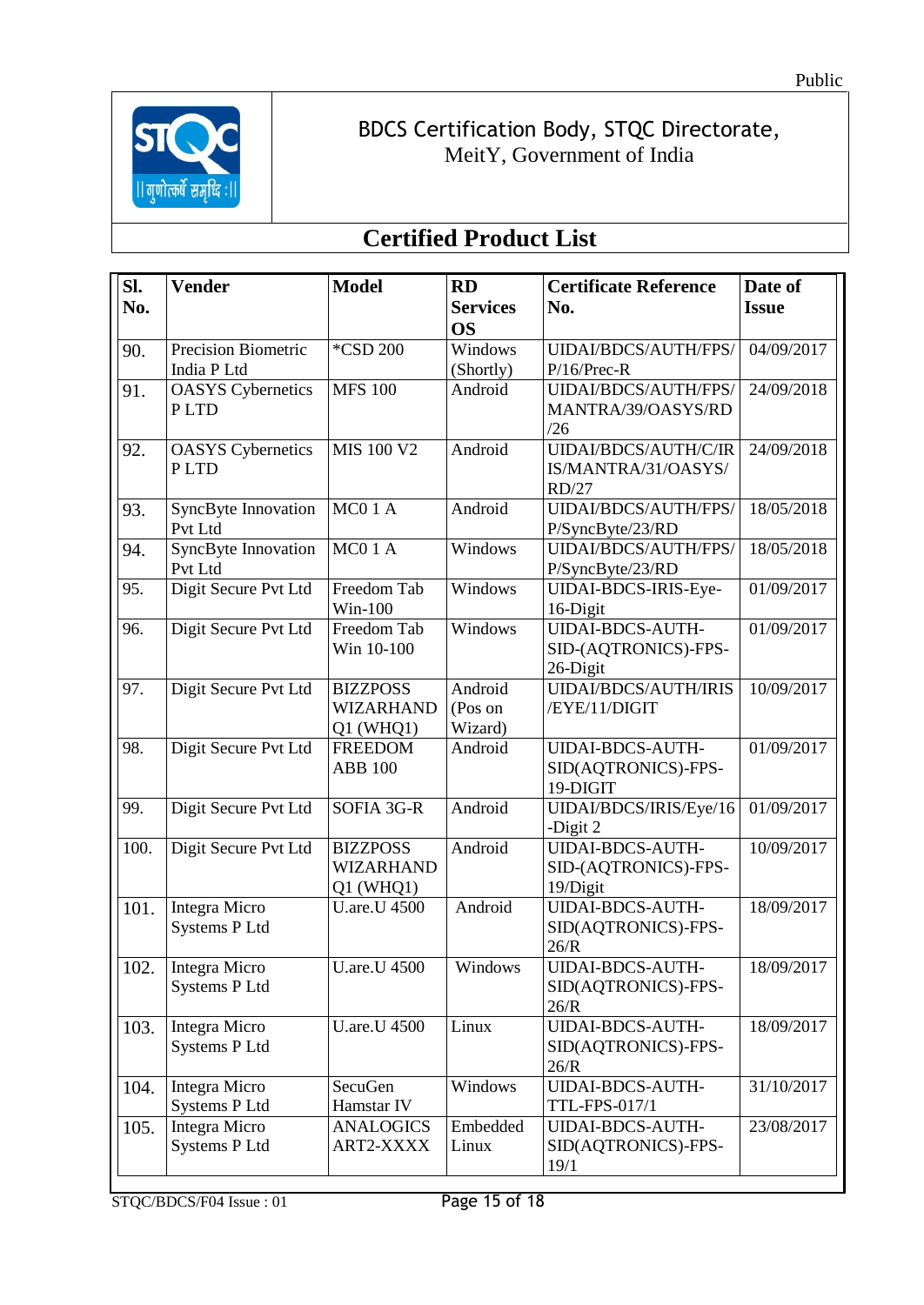Public

BDCS Certification Body, STQC Directorate,
MeitY, Government of India

# Certified Product List

| Sl. No. | Vender | Model | RD Services OS | Certificate Reference No. | Date of Issue |
|---|---|---|---|---|---|
| 90. | Precision Biometric India P Ltd | *CSD 200 | Windows (Shortly) | UIDAI/BDCS/AUTH/FPS/P/16/Prec-R | 04/09/2017 |
| 91. | OASYS Cybernetics P LTD | MFS 100 | Android | UIDAI/BDCS/AUTH/FPS/MANTRA/39/OASYS/RD/26 | 24/09/2018 |
| 92. | OASYS Cybernetics P LTD | MIS 100 V2 | Android | UIDAI/BDCS/AUTH/C/IRIS/MANTRA/31/OASYS/RD/27 | 24/09/2018 |
| 93. | SyncByte Innovation Pvt Ltd | MC0 1 A | Android | UIDAI/BDCS/AUTH/FPS/P/SyncByte/23/RD | 18/05/2018 |
| 94. | SyncByte Innovation Pvt Ltd | MC0 1 A | Windows | UIDAI/BDCS/AUTH/FPS/P/SyncByte/23/RD | 18/05/2018 |
| 95. | Digit Secure Pvt Ltd | Freedom Tab Win-100 | Windows | UIDAI-BDCS-IRIS-Eye-16-Digit | 01/09/2017 |
| 96. | Digit Secure Pvt Ltd | Freedom Tab Win 10-100 | Windows | UIDAI-BDCS-AUTH-SID-(AQTRONICS)-FPS-26-Digit | 01/09/2017 |
| 97. | Digit Secure Pvt Ltd | BIZZPOSS WIZARHAND Q1 (WHQ1) | Android (Pos on Wizard) | UIDAI/BDCS/AUTH/IRIS/EYE/11/DIGIT | 10/09/2017 |
| 98. | Digit Secure Pvt Ltd | FREEDOM ABB 100 | Android | UIDAI-BDCS-AUTH-SID(AQTRONICS)-FPS-19-DIGIT | 01/09/2017 |
| 99. | Digit Secure Pvt Ltd | SOFIA 3G-R | Android | UIDAI/BDCS/IRIS/Eye/16-Digit 2 | 01/09/2017 |
| 100. | Digit Secure Pvt Ltd | BIZZPOSS WIZARHAND Q1 (WHQ1) | Android | UIDAI-BDCS-AUTH-SID-(AQTRONICS)-FPS-19/Digit | 10/09/2017 |
| 101. | Integra Micro Systems P Ltd | U.are.U 4500 | Android | UIDAI-BDCS-AUTH-SID(AQTRONICS)-FPS-26/R | 18/09/2017 |
| 102. | Integra Micro Systems P Ltd | U.are.U 4500 | Windows | UIDAI-BDCS-AUTH-SID(AQTRONICS)-FPS-26/R | 18/09/2017 |
| 103. | Integra Micro Systems P Ltd | U.are.U 4500 | Linux | UIDAI-BDCS-AUTH-SID(AQTRONICS)-FPS-26/R | 18/09/2017 |
| 104. | Integra Micro Systems P Ltd | SecuGen Hamstar IV | Windows | UIDAI-BDCS-AUTH-TTL-FPS-017/1 | 31/10/2017 |
| 105. | Integra Micro Systems P Ltd | ANALOGICS ART2-XXXX | Embedded Linux | UIDAI-BDCS-AUTH-SID(AQTRONICS)-FPS-19/1 | 23/08/2017 |

STQC/BDCS/F04 Issue : 01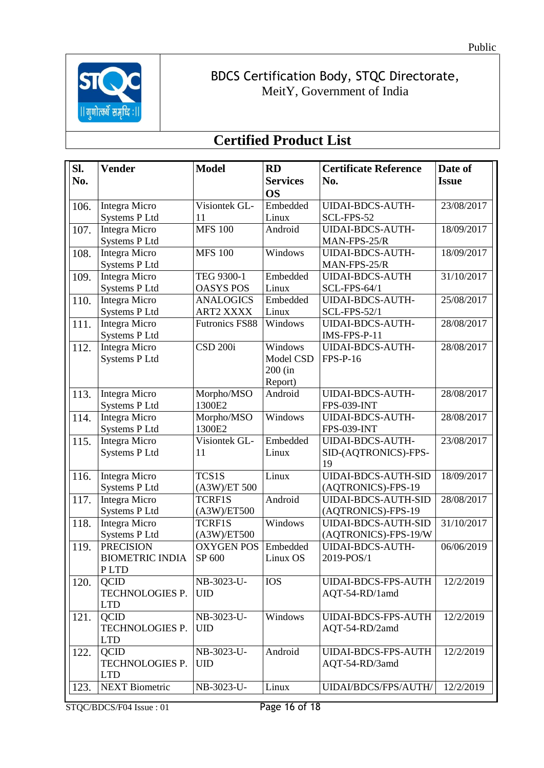Public

BDCS Certification Body, STQC Directorate,
MeitY, Government of India

## Certified Product List

| Sl. No. | Vender | Model | RD Services OS | Certificate Reference No. | Date of Issue |
|---|---|---|---|---|---|
| 106. | Integra Micro Systems P Ltd | Visiontek GL-11 | Embedded Linux | UIDAI-BDCS-AUTH-SCL-FPS-52 | 23/08/2017 |
| 107. | Integra Micro Systems P Ltd | MFS 100 | Android | UIDAI-BDCS-AUTH-MAN-FPS-25/R | 18/09/2017 |
| 108. | Integra Micro Systems P Ltd | MFS 100 | Windows | UIDAI-BDCS-AUTH-MAN-FPS-25/R | 18/09/2017 |
| 109. | Integra Micro Systems P Ltd | TEG 9300-1 OASYS POS | Embedded Linux | UIDAI-BDCS-AUTH SCL-FPS-64/1 | 31/10/2017 |
| 110. | Integra Micro Systems P Ltd | ANALOGICS ART2 XXXX | Embedded Linux | UIDAI-BDCS-AUTH-SCL-FPS-52/1 | 25/08/2017 |
| 111. | Integra Micro Systems P Ltd | Futronics FS88 | Windows | UIDAI-BDCS-AUTH-IMS-FPS-P-11 | 28/08/2017 |
| 112. | Integra Micro Systems P Ltd | CSD 200i | Windows Model CSD 200 (in Report) | UIDAI-BDCS-AUTH-FPS-P-16 | 28/08/2017 |
| 113. | Integra Micro Systems P Ltd | Morpho/MSO 1300E2 | Android | UIDAI-BDCS-AUTH-FPS-039-INT | 28/08/2017 |
| 114. | Integra Micro Systems P Ltd | Morpho/MSO 1300E2 | Windows | UIDAI-BDCS-AUTH-FPS-039-INT | 28/08/2017 |
| 115. | Integra Micro Systems P Ltd | Visiontek GL-11 | Embedded Linux | UIDAI-BDCS-AUTH-SID-(AQTRONICS)-FPS-19 | 23/08/2017 |
| 116. | Integra Micro Systems P Ltd | TCS1S (A3W)/ET 500 | Linux | UIDAI-BDCS-AUTH-SID (AQTRONICS)-FPS-19 | 18/09/2017 |
| 117. | Integra Micro Systems P Ltd | TCRF1S (A3W)/ET500 | Android | UIDAI-BDCS-AUTH-SID (AQTRONICS)-FPS-19 | 28/08/2017 |
| 118. | Integra Micro Systems P Ltd | TCRF1S (A3W)/ET500 | Windows | UIDAI-BDCS-AUTH-SID (AQTRONICS)-FPS-19/W | 31/10/2017 |
| 119. | PRECISION BIOMETRIC INDIA P LTD | OXYGEN POS SP 600 | Embedded Linux OS | UIDAI-BDCS-AUTH-2019-POS/1 | 06/06/2019 |
| 120. | QCID TECHNOLOGIES P. LTD | NB-3023-U-UID | IOS | UIDAI-BDCS-FPS-AUTH AQT-54-RD/1amd | 12/2/2019 |
| 121. | QCID TECHNOLOGIES P. LTD | NB-3023-U-UID | Windows | UIDAI-BDCS-FPS-AUTH AQT-54-RD/2amd | 12/2/2019 |
| 122. | QCID TECHNOLOGIES P. LTD | NB-3023-U-UID | Android | UIDAI-BDCS-FPS-AUTH AQT-54-RD/3amd | 12/2/2019 |
| 123. | NEXT Biometric | NB-3023-U- | Linux | UIDAI/BDCS/FPS/AUTH/ | 12/2/2019 |

STQC/BDCS/F04 Issue : 01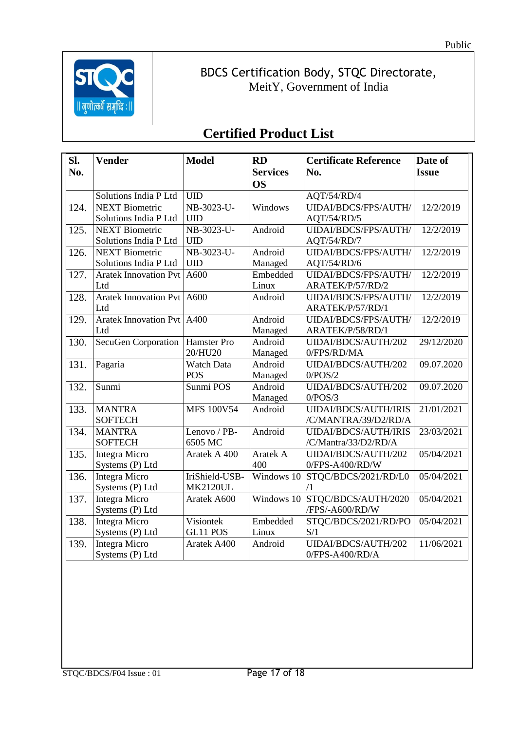BDCS Certification Body, STQC Directorate,
MeitY, Government of India

# Certified Product List

| Sl. No. | Vender | Model | RD Services OS | Certificate Reference No. | Date of Issue |
|---|---|---|---|---|---|
| | Solutions India P Ltd | UID | | AQT/54/RD/4 | |
| 124. | NEXT Biometric Solutions India P Ltd | NB-3023-U-UID | Windows | UIDAI/BDCS/FPS/AUTH/AQT/54/RD/5 | 12/2/2019 |
| 125. | NEXT Biometric Solutions India P Ltd | NB-3023-U-UID | Android | UIDAI/BDCS/FPS/AUTH/AQT/54/RD/7 | 12/2/2019 |
| 126. | NEXT Biometric Solutions India P Ltd | NB-3023-U-UID | Android Managed | UIDAI/BDCS/FPS/AUTH/AQT/54/RD/6 | 12/2/2019 |
| 127. | Aratek Innovation Pvt Ltd | A600 | Embedded Linux | UIDAI/BDCS/FPS/AUTH/ARATEK/P/57/RD/2 | 12/2/2019 |
| 128. | Aratek Innovation Pvt Ltd | A600 | Android | UIDAI/BDCS/FPS/AUTH/ARATEK/P/57/RD/1 | 12/2/2019 |
| 129. | Aratek Innovation Pvt Ltd | A400 | Android Managed | UIDAI/BDCS/FPS/AUTH/ARATEK/P/58/RD/1 | 12/2/2019 |
| 130. | SecuGen Corporation | Hamster Pro 20/HU20 | Android Managed | UIDAI/BDCS/AUTH/2020/FPS/RD/MA | 29/12/2020 |
| 131. | Pagaria | Watch Data POS | Android Managed | UIDAI/BDCS/AUTH/2020/POS/2 | 09.07.2020 |
| 132. | Sunmi | Sunmi POS | Android Managed | UIDAI/BDCS/AUTH/2020/POS/3 | 09.07.2020 |
| 133. | MANTRA SOFTECH | MFS 100V54 | Android | UIDAI/BDCS/AUTH/IRIS/C/MANTRA/39/D2/RD/A | 21/01/2021 |
| 134. | MANTRA SOFTECH | Lenovo / PB-6505 MC | Android | UIDAI/BDCS/AUTH/IRIS/C/Mantra/33/D2/RD/A | 23/03/2021 |
| 135. | Integra Micro Systems (P) Ltd | Aratek A 400 | Aratek A 400 | UIDAI/BDCS/AUTH/2020/FPS-A400/RD/W | 05/04/2021 |
| 136. | Integra Micro Systems (P) Ltd | IriShield-USB-MK2120UL | Windows 10 | STQC/BDCS/2021/RD/L0/1 | 05/04/2021 |
| 137. | Integra Micro Systems (P) Ltd | Aratek A600 | Windows 10 | STQC/BDCS/AUTH/2020/FPS/-A600/RD/W | 05/04/2021 |
| 138. | Integra Micro Systems (P) Ltd | Visiontek GL11 POS | Embedded Linux | STQC/BDCS/2021/RD/POS/1 | 05/04/2021 |
| 139. | Integra Micro Systems (P) Ltd | Aratek A400 | Android | UIDAI/BDCS/AUTH/2020/FPS-A400/RD/A | 11/06/2021 |

STQC/BDCS/F04 Issue : 01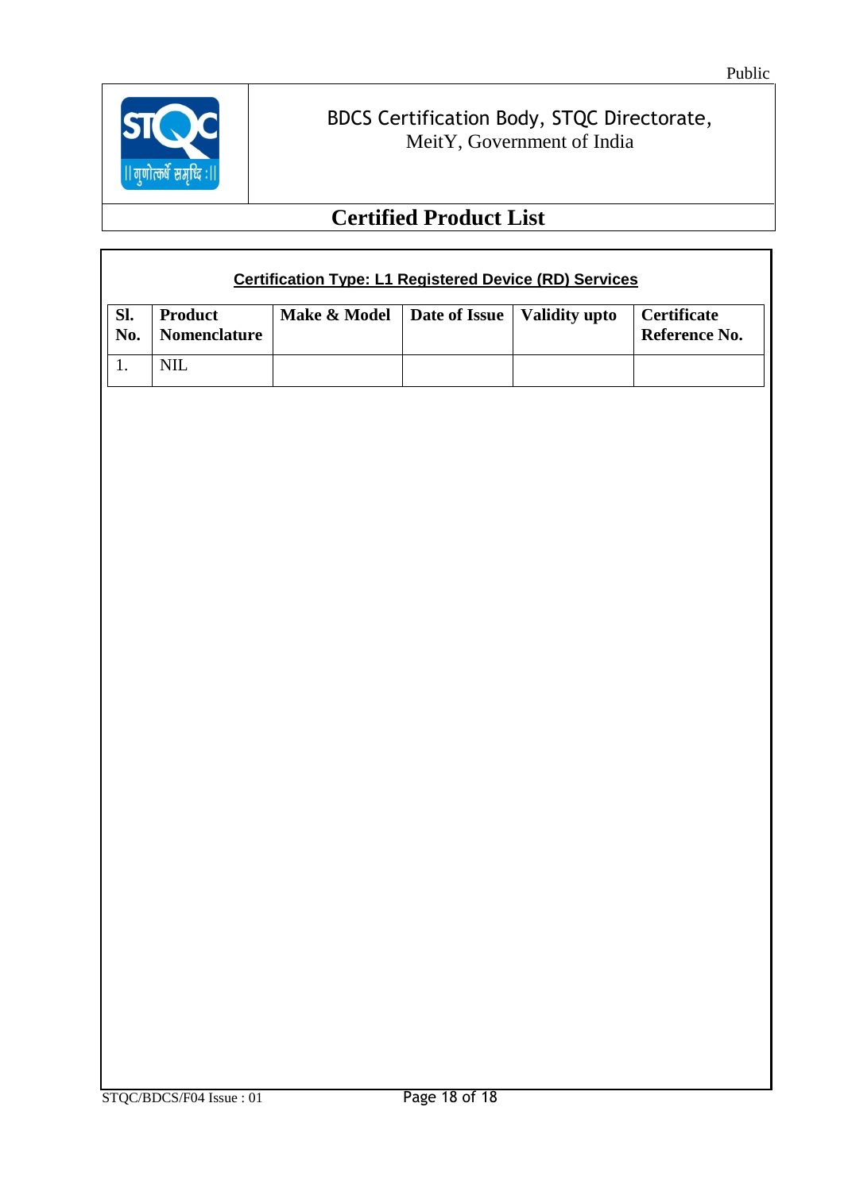Public

BDCS Certification Body, STQC Directorate,
MeitY, Government of India

# Certified Product List

**Certification Type: L1 Registered Device (RD) Services**

| Sl. No. | Product Nomenclature | Make & Model | Date of Issue | Validity upto | Certificate Reference No. |
|---|---|---|---|---|---|
| 1. | NIL | | | | |